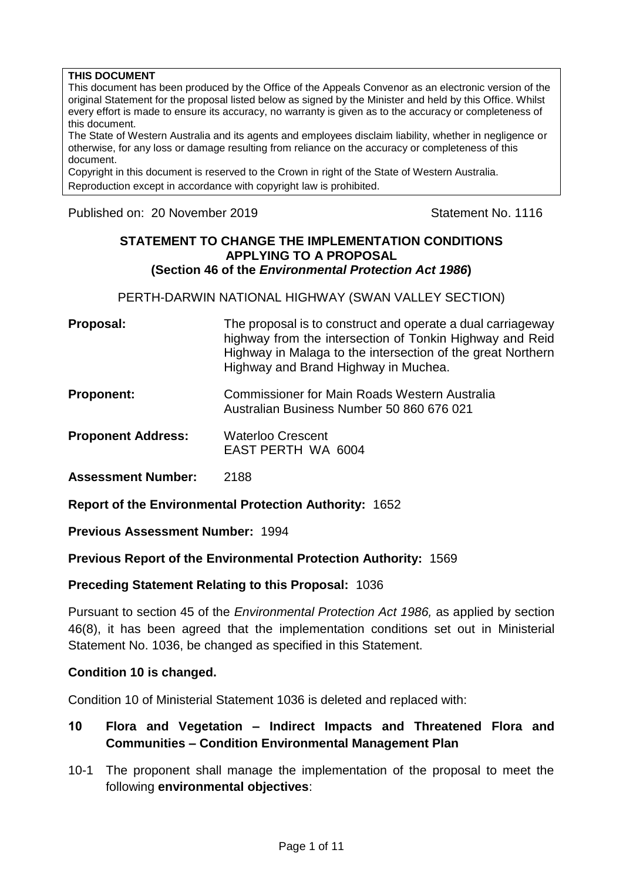**THIS DOCUMENT**

This document has been produced by the Office of the Appeals Convenor as an electronic version of the original Statement for the proposal listed below as signed by the Minister and held by this Office. Whilst every effort is made to ensure its accuracy, no warranty is given as to the accuracy or completeness of this document.

The State of Western Australia and its agents and employees disclaim liability, whether in negligence or otherwise, for any loss or damage resulting from reliance on the accuracy or completeness of this document.

Copyright in this document is reserved to the Crown in right of the State of Western Australia. Reproduction except in accordance with copyright law is prohibited.

Published on: 20 November 2019 Statement No. 1116

**STATEMENT TO CHANGE THE IMPLEMENTATION CONDITIONS APPLYING TO A PROPOSAL**
**(Section 46 of the *Environmental Protection Act 1986*)**

PERTH-DARWIN NATIONAL HIGHWAY (SWAN VALLEY SECTION)

**Proposal:** The proposal is to construct and operate a dual carriageway highway from the intersection of Tonkin Highway and Reid Highway in Malaga to the intersection of the great Northern Highway and Brand Highway in Muchea.

**Proponent:** Commissioner for Main Roads Western Australia
Australian Business Number 50 860 676 021

**Proponent Address:** Waterloo Crescent
EAST PERTH WA 6004

**Assessment Number:** 2188

**Report of the Environmental Protection Authority:** 1652

**Previous Assessment Number:** 1994

**Previous Report of the Environmental Protection Authority:** 1569

**Preceding Statement Relating to this Proposal:** 1036

Pursuant to section 45 of the *Environmental Protection Act 1986,* as applied by section 46(8), it has been agreed that the implementation conditions set out in Ministerial Statement No. 1036, be changed as specified in this Statement.

**Condition 10 is changed.**

Condition 10 of Ministerial Statement 1036 is deleted and replaced with:

**10 Flora and Vegetation – Indirect Impacts and Threatened Flora and Communities – Condition Environmental Management Plan**

10-1 The proponent shall manage the implementation of the proposal to meet the following **environmental objectives**: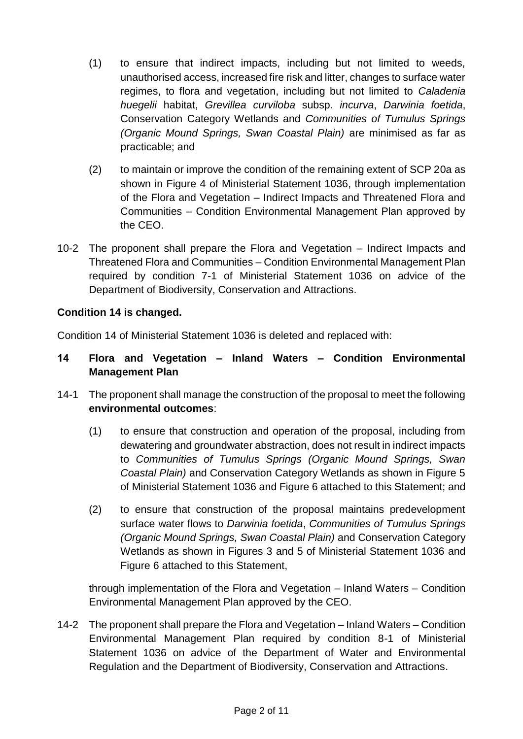(1) to ensure that indirect impacts, including but not limited to weeds, unauthorised access, increased fire risk and litter, changes to surface water regimes, to flora and vegetation, including but not limited to *Caladenia huegelii* habitat, *Grevillea curviloba* subsp. *incurva*, *Darwinia foetida*, Conservation Category Wetlands and *Communities of Tumulus Springs (Organic Mound Springs, Swan Coastal Plain)* are minimised as far as practicable; and

(2) to maintain or improve the condition of the remaining extent of SCP 20a as shown in Figure 4 of Ministerial Statement 1036, through implementation of the Flora and Vegetation – Indirect Impacts and Threatened Flora and Communities – Condition Environmental Management Plan approved by the CEO.

10-2 The proponent shall prepare the Flora and Vegetation – Indirect Impacts and Threatened Flora and Communities – Condition Environmental Management Plan required by condition 7-1 of Ministerial Statement 1036 on advice of the Department of Biodiversity, Conservation and Attractions.

**Condition 14 is changed.**

Condition 14 of Ministerial Statement 1036 is deleted and replaced with:

**14 Flora and Vegetation – Inland Waters – Condition Environmental Management Plan**

14-1 The proponent shall manage the construction of the proposal to meet the following **environmental outcomes**:

(1) to ensure that construction and operation of the proposal, including from dewatering and groundwater abstraction, does not result in indirect impacts to *Communities of Tumulus Springs (Organic Mound Springs, Swan Coastal Plain)* and Conservation Category Wetlands as shown in Figure 5 of Ministerial Statement 1036 and Figure 6 attached to this Statement; and

(2) to ensure that construction of the proposal maintains predevelopment surface water flows to *Darwinia foetida*, *Communities of Tumulus Springs (Organic Mound Springs, Swan Coastal Plain)* and Conservation Category Wetlands as shown in Figures 3 and 5 of Ministerial Statement 1036 and Figure 6 attached to this Statement,

through implementation of the Flora and Vegetation – Inland Waters – Condition Environmental Management Plan approved by the CEO.

14-2 The proponent shall prepare the Flora and Vegetation – Inland Waters – Condition Environmental Management Plan required by condition 8-1 of Ministerial Statement 1036 on advice of the Department of Water and Environmental Regulation and the Department of Biodiversity, Conservation and Attractions.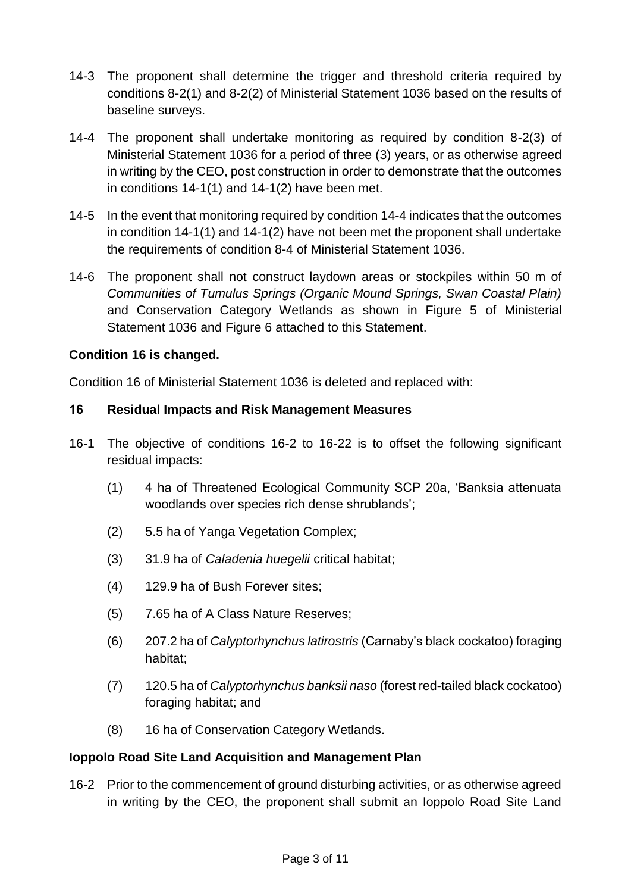14-3 The proponent shall determine the trigger and threshold criteria required by conditions 8-2(1) and 8-2(2) of Ministerial Statement 1036 based on the results of baseline surveys.

14-4 The proponent shall undertake monitoring as required by condition 8-2(3) of Ministerial Statement 1036 for a period of three (3) years, or as otherwise agreed in writing by the CEO, post construction in order to demonstrate that the outcomes in conditions 14-1(1) and 14-1(2) have been met.

14-5 In the event that monitoring required by condition 14-4 indicates that the outcomes in condition 14-1(1) and 14-1(2) have not been met the proponent shall undertake the requirements of condition 8-4 of Ministerial Statement 1036.

14-6 The proponent shall not construct laydown areas or stockpiles within 50 m of *Communities of Tumulus Springs (Organic Mound Springs, Swan Coastal Plain)* and Conservation Category Wetlands as shown in Figure 5 of Ministerial Statement 1036 and Figure 6 attached to this Statement.

**Condition 16 is changed.**

Condition 16 of Ministerial Statement 1036 is deleted and replaced with:

## 16 Residual Impacts and Risk Management Measures

16-1 The objective of conditions 16-2 to 16-22 is to offset the following significant residual impacts:

- (1) 4 ha of Threatened Ecological Community SCP 20a, 'Banksia attenuata woodlands over species rich dense shrublands';
- (2) 5.5 ha of Yanga Vegetation Complex;
- (3) 31.9 ha of *Caladenia huegelii* critical habitat;
- (4) 129.9 ha of Bush Forever sites;
- (5) 7.65 ha of A Class Nature Reserves;
- (6) 207.2 ha of *Calyptorhynchus latirostris* (Carnaby's black cockatoo) foraging habitat;
- (7) 120.5 ha of *Calyptorhynchus banksii naso* (forest red-tailed black cockatoo) foraging habitat; and
- (8) 16 ha of Conservation Category Wetlands.

**Ioppolo Road Site Land Acquisition and Management Plan**

16-2 Prior to the commencement of ground disturbing activities, or as otherwise agreed in writing by the CEO, the proponent shall submit an Ioppolo Road Site Land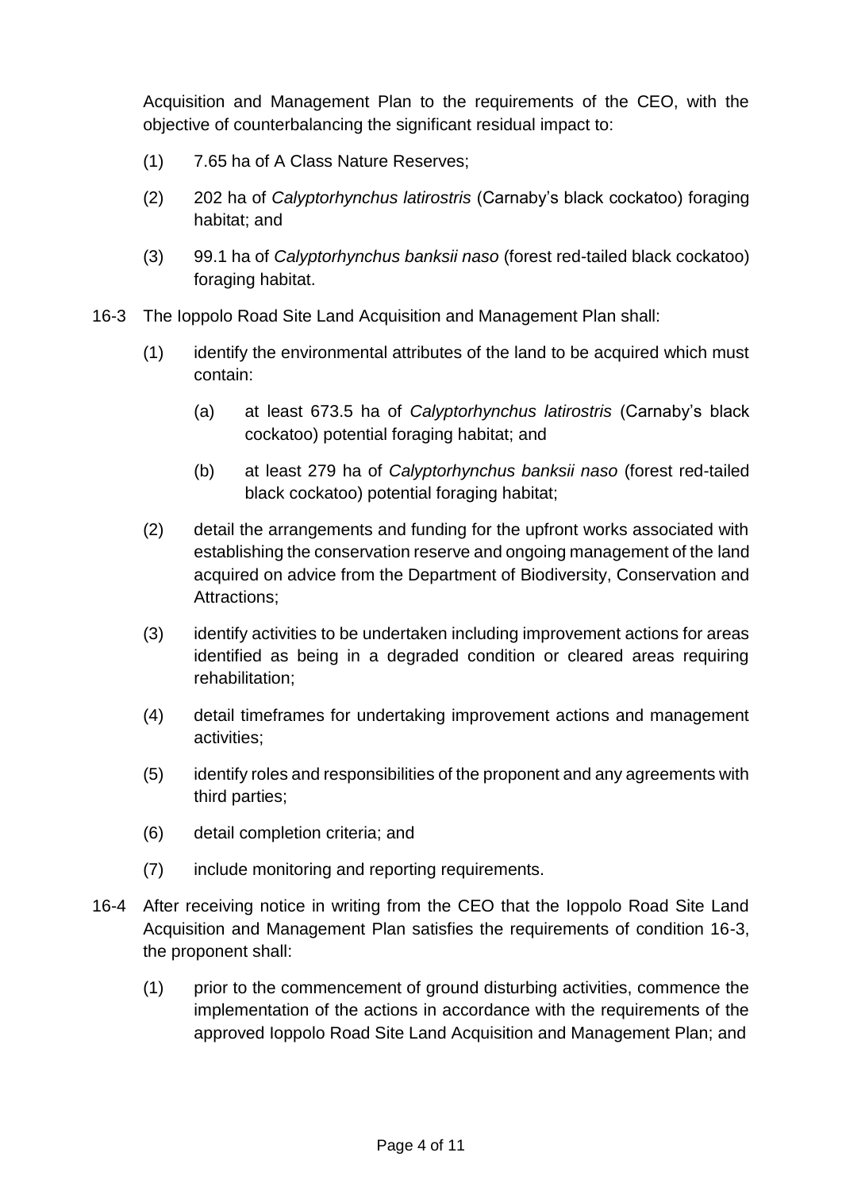Acquisition and Management Plan to the requirements of the CEO, with the objective of counterbalancing the significant residual impact to:

(1) 7.65 ha of A Class Nature Reserves;

(2) 202 ha of *Calyptorhynchus latirostris* (Carnaby's black cockatoo) foraging habitat; and

(3) 99.1 ha of *Calyptorhynchus banksii naso* (forest red-tailed black cockatoo) foraging habitat.

16-3 The Ioppolo Road Site Land Acquisition and Management Plan shall:

(1) identify the environmental attributes of the land to be acquired which must contain:

(a) at least 673.5 ha of *Calyptorhynchus latirostris* (Carnaby's black cockatoo) potential foraging habitat; and

(b) at least 279 ha of *Calyptorhynchus banksii naso* (forest red-tailed black cockatoo) potential foraging habitat;

(2) detail the arrangements and funding for the upfront works associated with establishing the conservation reserve and ongoing management of the land acquired on advice from the Department of Biodiversity, Conservation and Attractions;

(3) identify activities to be undertaken including improvement actions for areas identified as being in a degraded condition or cleared areas requiring rehabilitation;

(4) detail timeframes for undertaking improvement actions and management activities;

(5) identify roles and responsibilities of the proponent and any agreements with third parties;

(6) detail completion criteria; and

(7) include monitoring and reporting requirements.

16-4 After receiving notice in writing from the CEO that the Ioppolo Road Site Land Acquisition and Management Plan satisfies the requirements of condition 16-3, the proponent shall:

(1) prior to the commencement of ground disturbing activities, commence the implementation of the actions in accordance with the requirements of the approved Ioppolo Road Site Land Acquisition and Management Plan; and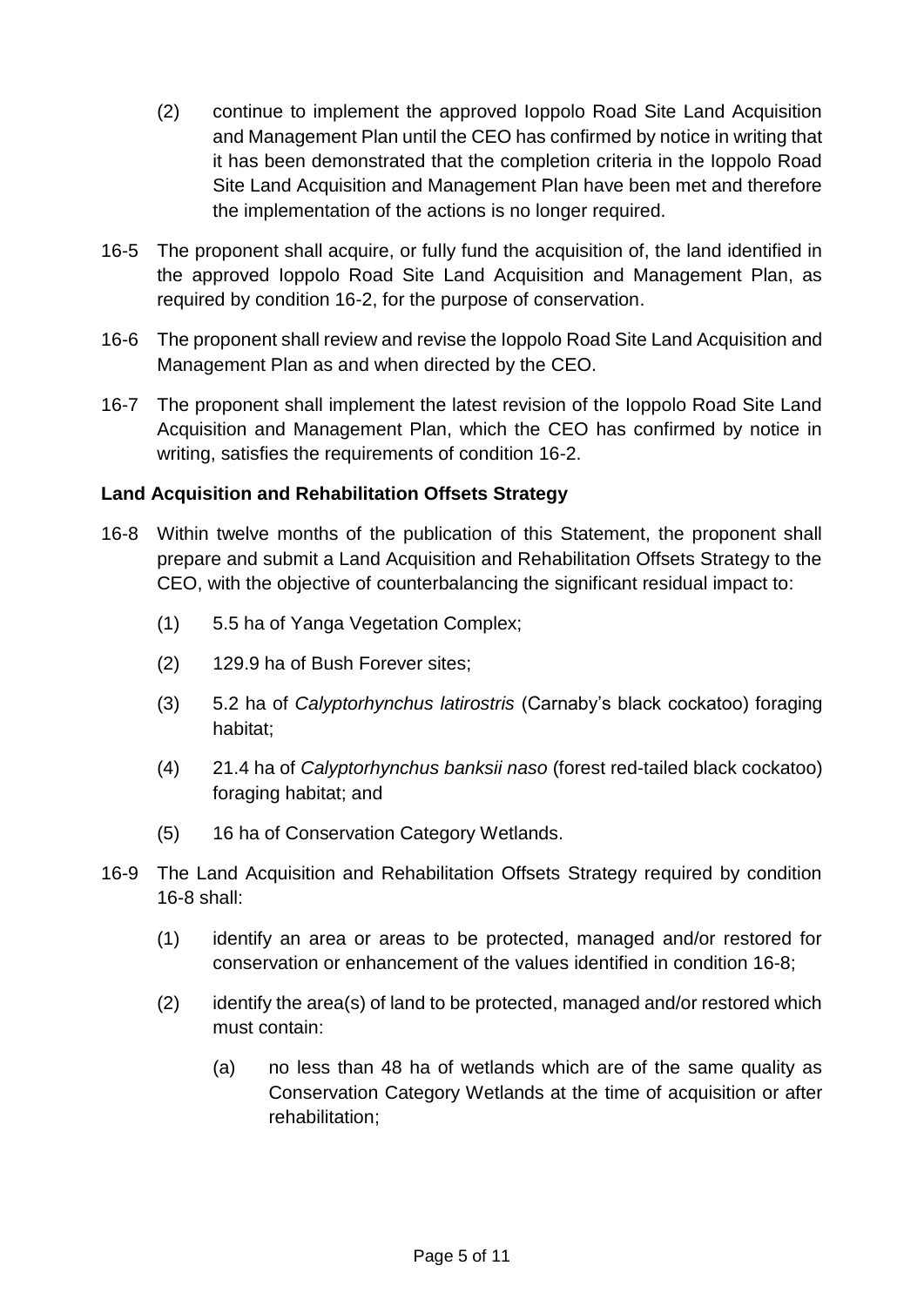(2) continue to implement the approved Ioppolo Road Site Land Acquisition and Management Plan until the CEO has confirmed by notice in writing that it has been demonstrated that the completion criteria in the Ioppolo Road Site Land Acquisition and Management Plan have been met and therefore the implementation of the actions is no longer required.

16-5 The proponent shall acquire, or fully fund the acquisition of, the land identified in the approved Ioppolo Road Site Land Acquisition and Management Plan, as required by condition 16-2, for the purpose of conservation.

16-6 The proponent shall review and revise the Ioppolo Road Site Land Acquisition and Management Plan as and when directed by the CEO.

16-7 The proponent shall implement the latest revision of the Ioppolo Road Site Land Acquisition and Management Plan, which the CEO has confirmed by notice in writing, satisfies the requirements of condition 16-2.

**Land Acquisition and Rehabilitation Offsets Strategy**

16-8 Within twelve months of the publication of this Statement, the proponent shall prepare and submit a Land Acquisition and Rehabilitation Offsets Strategy to the CEO, with the objective of counterbalancing the significant residual impact to:

(1) 5.5 ha of Yanga Vegetation Complex;

(2) 129.9 ha of Bush Forever sites;

(3) 5.2 ha of *Calyptorhynchus latirostris* (Carnaby's black cockatoo) foraging habitat;

(4) 21.4 ha of *Calyptorhynchus banksii naso* (forest red-tailed black cockatoo) foraging habitat; and

(5) 16 ha of Conservation Category Wetlands.

16-9 The Land Acquisition and Rehabilitation Offsets Strategy required by condition 16-8 shall:

(1) identify an area or areas to be protected, managed and/or restored for conservation or enhancement of the values identified in condition 16-8;

(2) identify the area(s) of land to be protected, managed and/or restored which must contain:

(a) no less than 48 ha of wetlands which are of the same quality as Conservation Category Wetlands at the time of acquisition or after rehabilitation;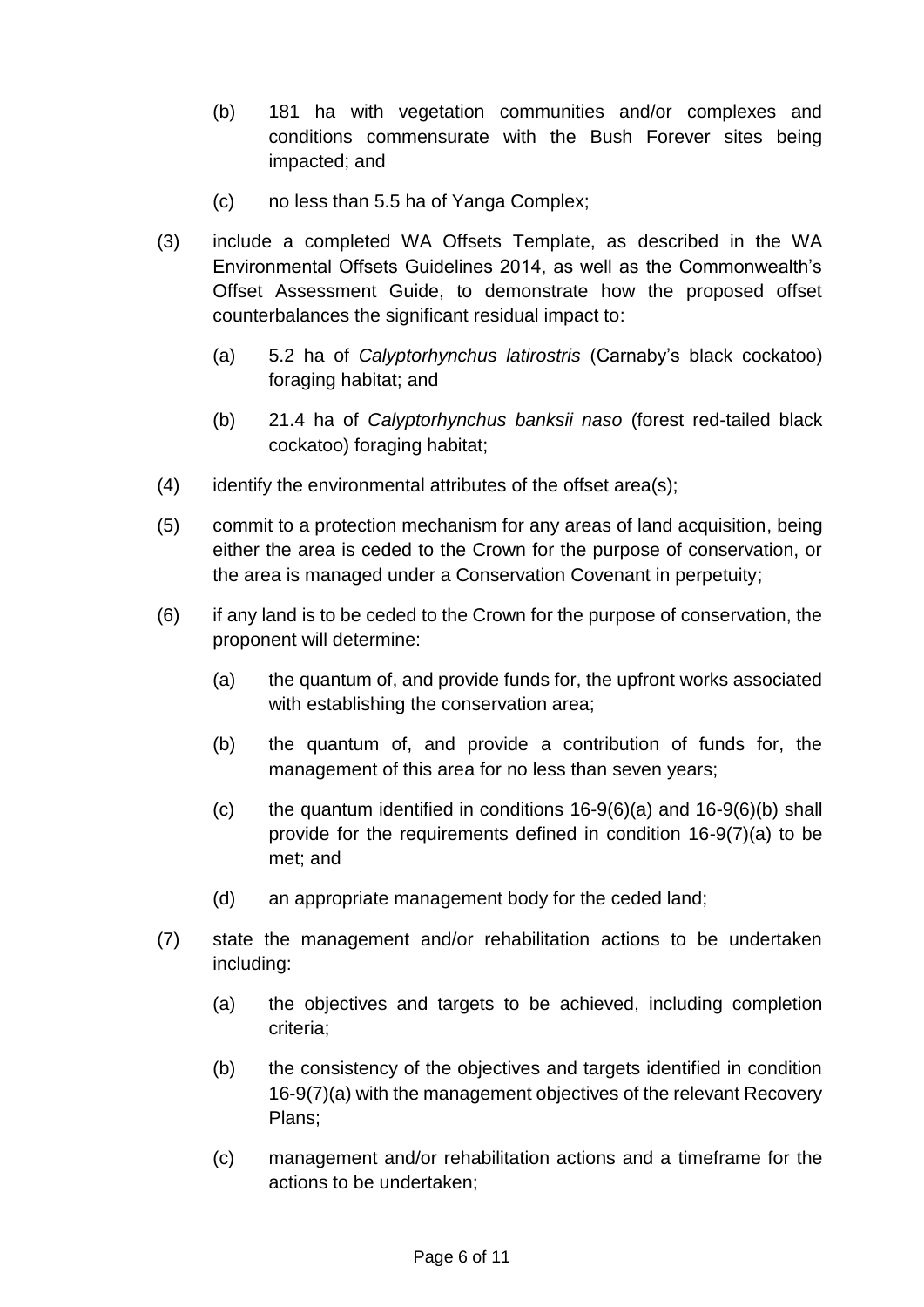(b) 181 ha with vegetation communities and/or complexes and conditions commensurate with the Bush Forever sites being impacted; and

(c) no less than 5.5 ha of Yanga Complex;

(3) include a completed WA Offsets Template, as described in the WA Environmental Offsets Guidelines 2014, as well as the Commonwealth's Offset Assessment Guide, to demonstrate how the proposed offset counterbalances the significant residual impact to:

(a) 5.2 ha of *Calyptorhynchus latirostris* (Carnaby's black cockatoo) foraging habitat; and

(b) 21.4 ha of *Calyptorhynchus banksii naso* (forest red-tailed black cockatoo) foraging habitat;

(4) identify the environmental attributes of the offset area(s);

(5) commit to a protection mechanism for any areas of land acquisition, being either the area is ceded to the Crown for the purpose of conservation, or the area is managed under a Conservation Covenant in perpetuity;

(6) if any land is to be ceded to the Crown for the purpose of conservation, the proponent will determine:

(a) the quantum of, and provide funds for, the upfront works associated with establishing the conservation area;

(b) the quantum of, and provide a contribution of funds for, the management of this area for no less than seven years;

(c) the quantum identified in conditions 16-9(6)(a) and 16-9(6)(b) shall provide for the requirements defined in condition 16-9(7)(a) to be met; and

(d) an appropriate management body for the ceded land;

(7) state the management and/or rehabilitation actions to be undertaken including:

(a) the objectives and targets to be achieved, including completion criteria;

(b) the consistency of the objectives and targets identified in condition 16-9(7)(a) with the management objectives of the relevant Recovery Plans;

(c) management and/or rehabilitation actions and a timeframe for the actions to be undertaken;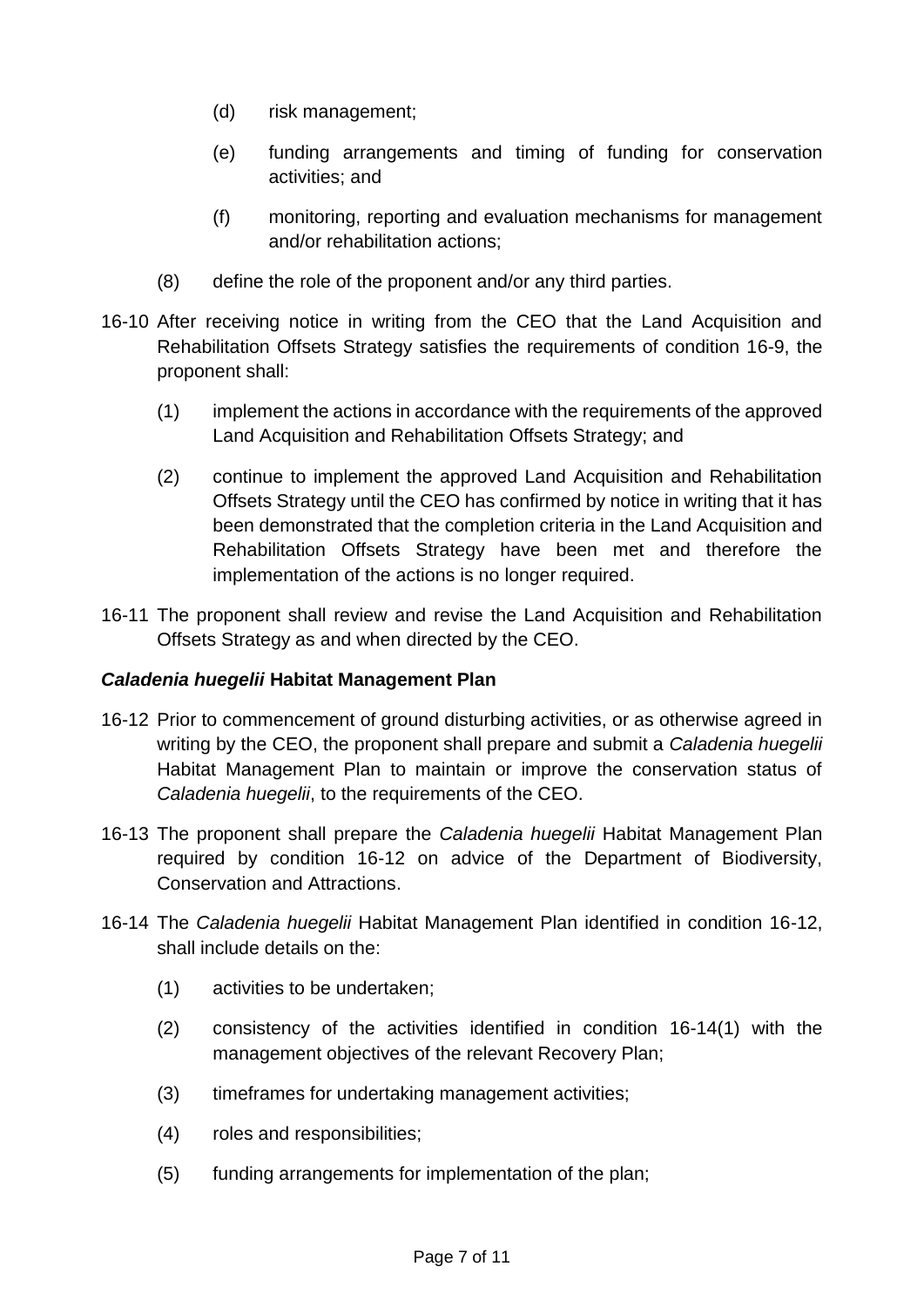(d) risk management;

(e) funding arrangements and timing of funding for conservation activities; and

(f) monitoring, reporting and evaluation mechanisms for management and/or rehabilitation actions;

(8) define the role of the proponent and/or any third parties.

16-10 After receiving notice in writing from the CEO that the Land Acquisition and Rehabilitation Offsets Strategy satisfies the requirements of condition 16-9, the proponent shall:

(1) implement the actions in accordance with the requirements of the approved Land Acquisition and Rehabilitation Offsets Strategy; and

(2) continue to implement the approved Land Acquisition and Rehabilitation Offsets Strategy until the CEO has confirmed by notice in writing that it has been demonstrated that the completion criteria in the Land Acquisition and Rehabilitation Offsets Strategy have been met and therefore the implementation of the actions is no longer required.

16-11 The proponent shall review and revise the Land Acquisition and Rehabilitation Offsets Strategy as and when directed by the CEO.

**_Caladenia huegelii_ Habitat Management Plan**

16-12 Prior to commencement of ground disturbing activities, or as otherwise agreed in writing by the CEO, the proponent shall prepare and submit a *Caladenia huegelii* Habitat Management Plan to maintain or improve the conservation status of *Caladenia huegelii*, to the requirements of the CEO.

16-13 The proponent shall prepare the *Caladenia huegelii* Habitat Management Plan required by condition 16-12 on advice of the Department of Biodiversity, Conservation and Attractions.

16-14 The *Caladenia huegelii* Habitat Management Plan identified in condition 16-12, shall include details on the:

(1) activities to be undertaken;

(2) consistency of the activities identified in condition 16-14(1) with the management objectives of the relevant Recovery Plan;

(3) timeframes for undertaking management activities;

(4) roles and responsibilities;

(5) funding arrangements for implementation of the plan;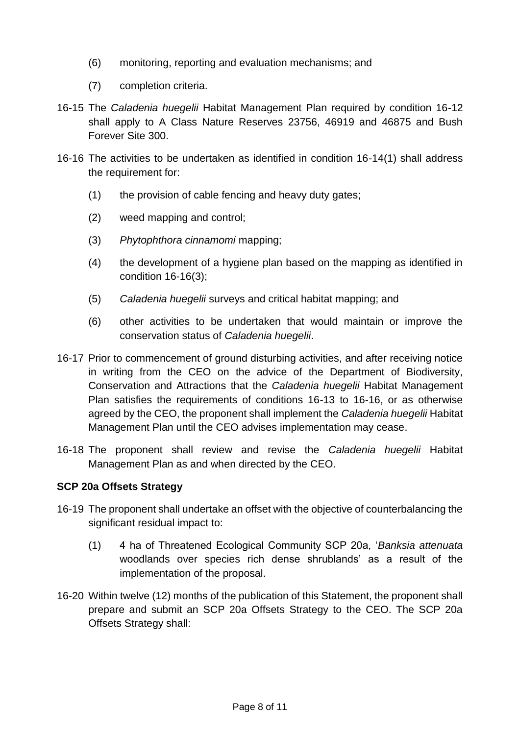(6) monitoring, reporting and evaluation mechanisms; and

(7) completion criteria.

16-15 The *Caladenia huegelii* Habitat Management Plan required by condition 16-12 shall apply to A Class Nature Reserves 23756, 46919 and 46875 and Bush Forever Site 300.

16-16 The activities to be undertaken as identified in condition 16-14(1) shall address the requirement for:

(1) the provision of cable fencing and heavy duty gates;

(2) weed mapping and control;

(3) *Phytophthora cinnamomi* mapping;

(4) the development of a hygiene plan based on the mapping as identified in condition 16-16(3);

(5) *Caladenia huegelii* surveys and critical habitat mapping; and

(6) other activities to be undertaken that would maintain or improve the conservation status of *Caladenia huegelii*.

16-17 Prior to commencement of ground disturbing activities, and after receiving notice in writing from the CEO on the advice of the Department of Biodiversity, Conservation and Attractions that the *Caladenia huegelii* Habitat Management Plan satisfies the requirements of conditions 16-13 to 16-16, or as otherwise agreed by the CEO, the proponent shall implement the *Caladenia huegelii* Habitat Management Plan until the CEO advises implementation may cease.

16-18 The proponent shall review and revise the *Caladenia huegelii* Habitat Management Plan as and when directed by the CEO.

**SCP 20a Offsets Strategy**

16-19 The proponent shall undertake an offset with the objective of counterbalancing the significant residual impact to:

(1) 4 ha of Threatened Ecological Community SCP 20a, '*Banksia attenuata* woodlands over species rich dense shrublands' as a result of the implementation of the proposal.

16-20 Within twelve (12) months of the publication of this Statement, the proponent shall prepare and submit an SCP 20a Offsets Strategy to the CEO. The SCP 20a Offsets Strategy shall: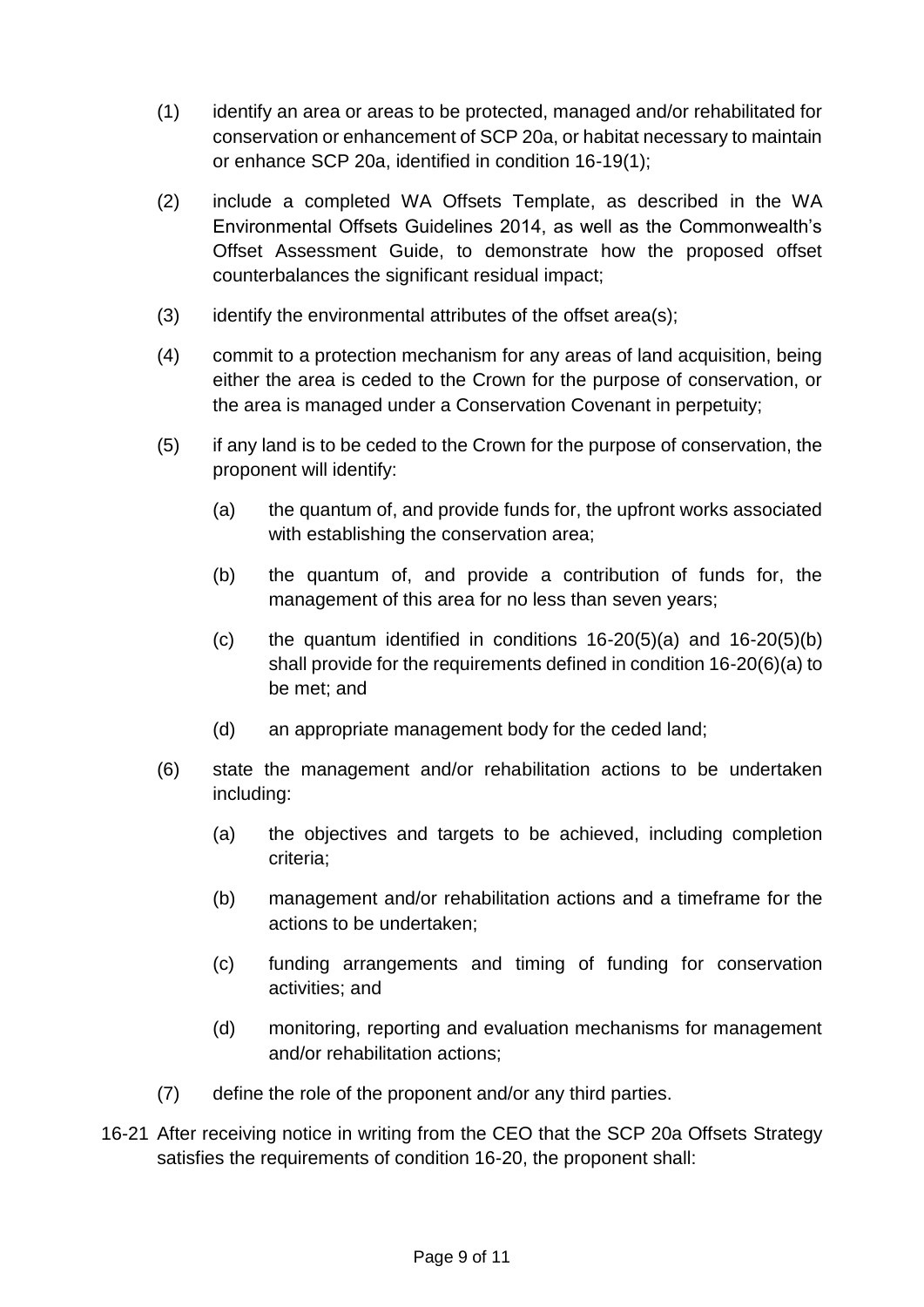(1) identify an area or areas to be protected, managed and/or rehabilitated for conservation or enhancement of SCP 20a, or habitat necessary to maintain or enhance SCP 20a, identified in condition 16-19(1);

(2) include a completed WA Offsets Template, as described in the WA Environmental Offsets Guidelines 2014, as well as the Commonwealth's Offset Assessment Guide, to demonstrate how the proposed offset counterbalances the significant residual impact;

(3) identify the environmental attributes of the offset area(s);

(4) commit to a protection mechanism for any areas of land acquisition, being either the area is ceded to the Crown for the purpose of conservation, or the area is managed under a Conservation Covenant in perpetuity;

(5) if any land is to be ceded to the Crown for the purpose of conservation, the proponent will identify:

    (a) the quantum of, and provide funds for, the upfront works associated with establishing the conservation area;

    (b) the quantum of, and provide a contribution of funds for, the management of this area for no less than seven years;

    (c) the quantum identified in conditions 16-20(5)(a) and 16-20(5)(b) shall provide for the requirements defined in condition 16-20(6)(a) to be met; and

    (d) an appropriate management body for the ceded land;

(6) state the management and/or rehabilitation actions to be undertaken including:

    (a) the objectives and targets to be achieved, including completion criteria;

    (b) management and/or rehabilitation actions and a timeframe for the actions to be undertaken;

    (c) funding arrangements and timing of funding for conservation activities; and

    (d) monitoring, reporting and evaluation mechanisms for management and/or rehabilitation actions;

(7) define the role of the proponent and/or any third parties.

16-21 After receiving notice in writing from the CEO that the SCP 20a Offsets Strategy satisfies the requirements of condition 16-20, the proponent shall: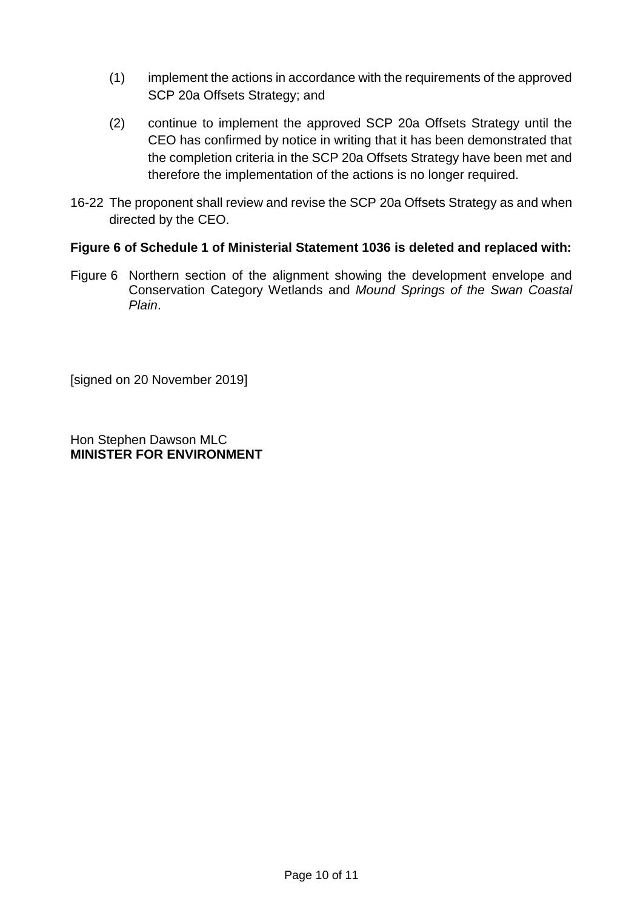(1) implement the actions in accordance with the requirements of the approved SCP 20a Offsets Strategy; and

(2) continue to implement the approved SCP 20a Offsets Strategy until the CEO has confirmed by notice in writing that it has been demonstrated that the completion criteria in the SCP 20a Offsets Strategy have been met and therefore the implementation of the actions is no longer required.

16-22 The proponent shall review and revise the SCP 20a Offsets Strategy as and when directed by the CEO.

**Figure 6 of Schedule 1 of Ministerial Statement 1036 is deleted and replaced with:**

Figure 6 Northern section of the alignment showing the development envelope and Conservation Category Wetlands and *Mound Springs of the Swan Coastal Plain*.

[signed on 20 November 2019]

Hon Stephen Dawson MLC
**MINISTER FOR ENVIRONMENT**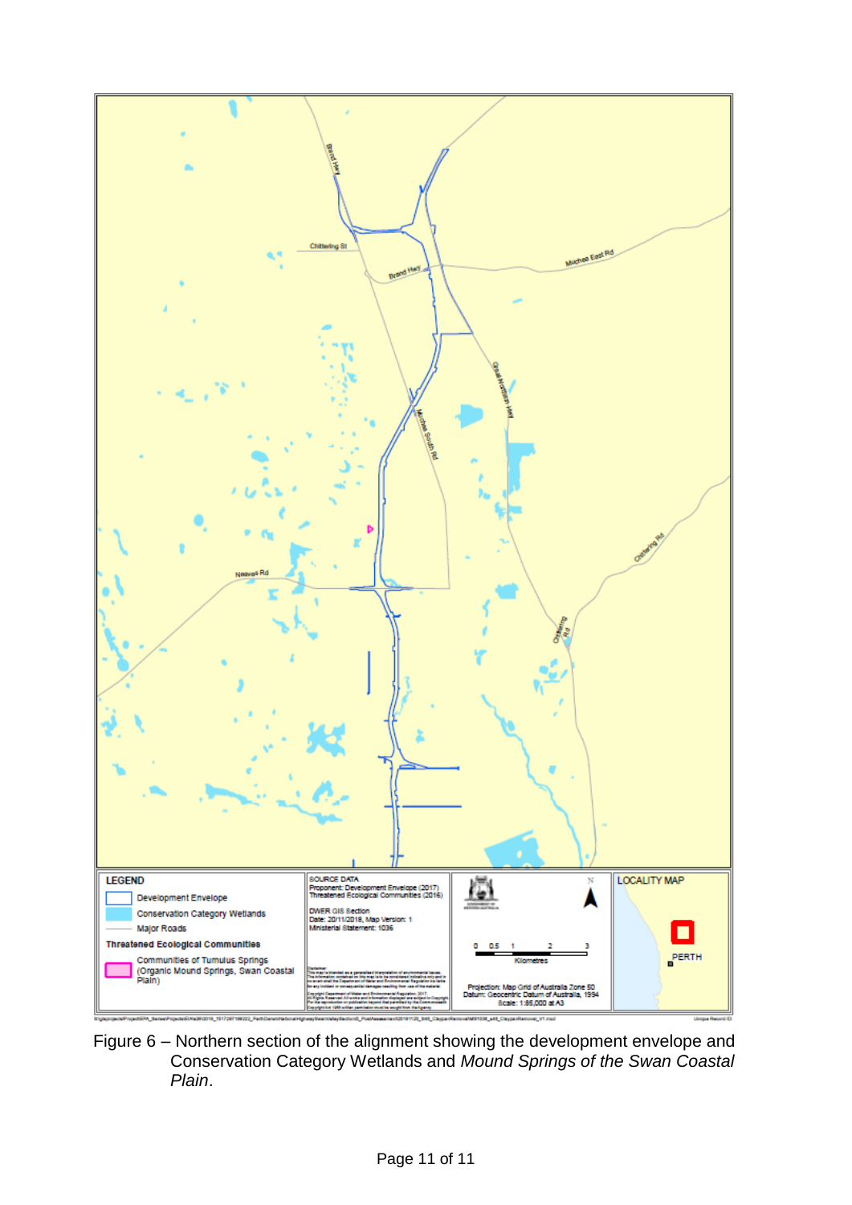Brand Hwy

Chittering St

Brand Hwy

Muchea East Rd

Great Northern Hwy

Muchea South Rd

Chittering Rd

Neaves Rd

Chittering Rd

LEGEND

Development Envelope

Conservation Category Wetlands

Major Roads

Threatened Ecological Communities

Communities of Tumulus Springs (Organic Mound Springs, Swan Coastal Plain)

SOURCE DATA

Proponent: Development Envelope (2017)

Threatened Ecological Communities (2016)

DWER GIS Section

Date: 20/11/2018, Map Version: 1

Ministerial Statement: 1036

0 0.5 1 2 3

Kilometres

Projection: Map Grid of Australia Zone 50

Datum: Geocentric Datum of Australia, 1994

Scale: 1:85,000 at A3

LOCALITY MAP

PERTH

Figure 6 – Northern section of the alignment showing the development envelope and Conservation Category Wetlands and *Mound Springs of the Swan Coastal Plain*.